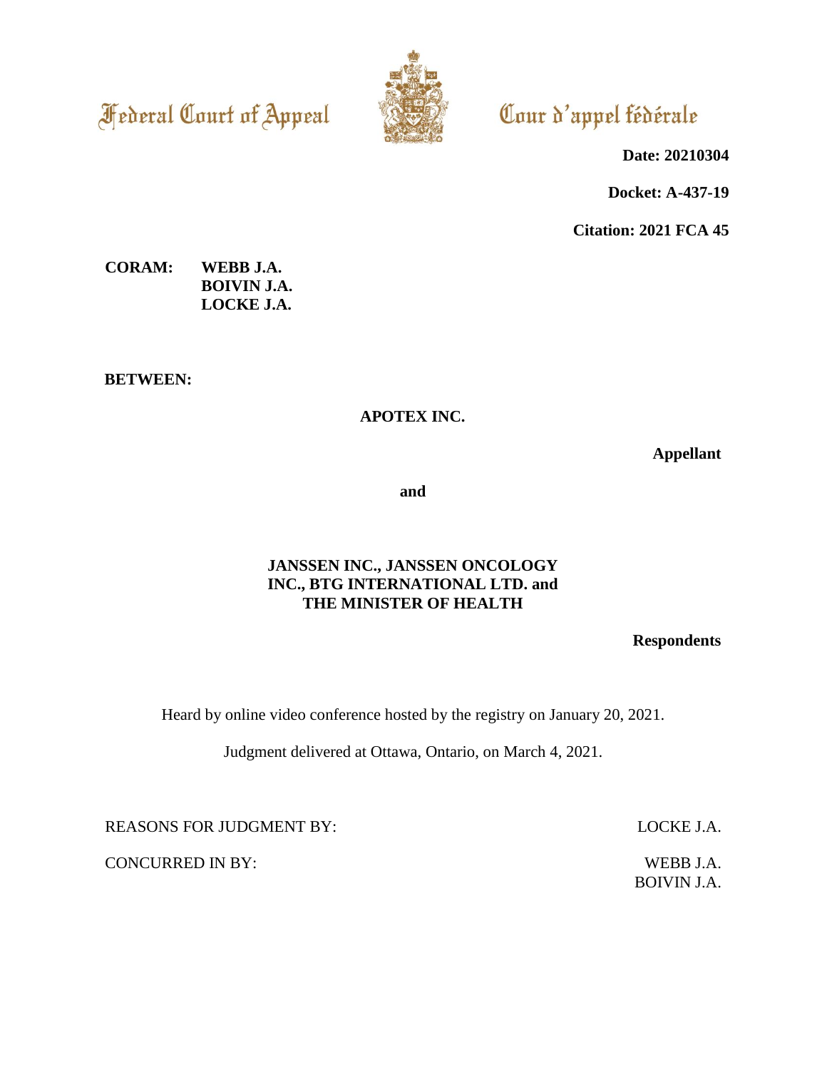Federal Court of Appeal

Cour d'appel fédérale

**Date: 20210304**

**Docket: A-437-19**

**Citation: 2021 FCA 45**

**CORAM:** **WEBB J.A.**
**BOIVIN J.A.**
**LOCKE J.A.**

**BETWEEN:**

**APOTEX INC.**

**Appellant**

**and**

**JANSSEN INC., JANSSEN ONCOLOGY INC., BTG INTERNATIONAL LTD. and THE MINISTER OF HEALTH**

**Respondents**

Heard by online video conference hosted by the registry on January 20, 2021.

Judgment delivered at Ottawa, Ontario, on March 4, 2021.

REASONS FOR JUDGMENT BY: LOCKE J.A.

CONCURRED IN BY: WEBB J.A.
BOIVIN J.A.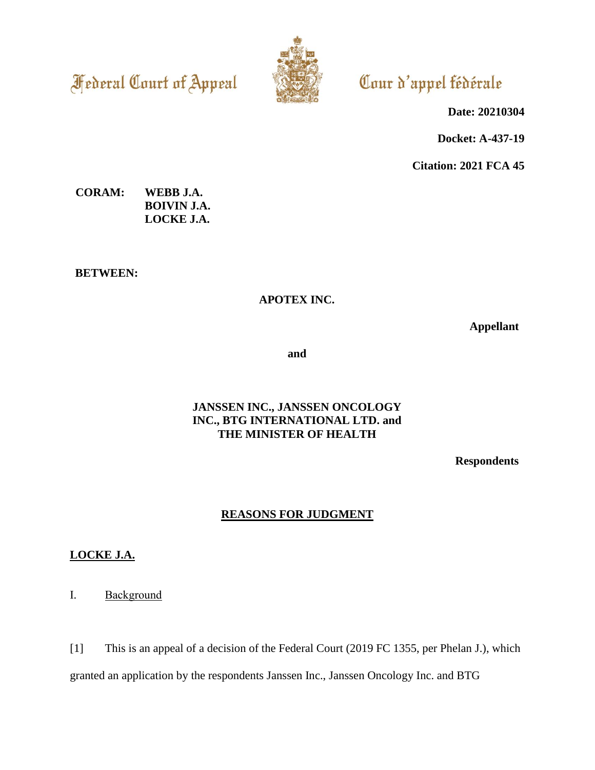Federal Court of Appeal

Cour d'appel fédérale

**Date: 20210304**

**Docket: A-437-19**

**Citation: 2021 FCA 45**

**CORAM:** **WEBB J.A.**
**BOIVIN J.A.**
**LOCKE J.A.**

**BETWEEN:**

**APOTEX INC.**

**Appellant**

**and**

**JANSSEN INC., JANSSEN ONCOLOGY INC., BTG INTERNATIONAL LTD. and THE MINISTER OF HEALTH**

**Respondents**

## REASONS FOR JUDGMENT

**LOCKE J.A.**

I. Background

[1] This is an appeal of a decision of the Federal Court (2019 FC 1355, per Phelan J.), which granted an application by the respondents Janssen Inc., Janssen Oncology Inc. and BTG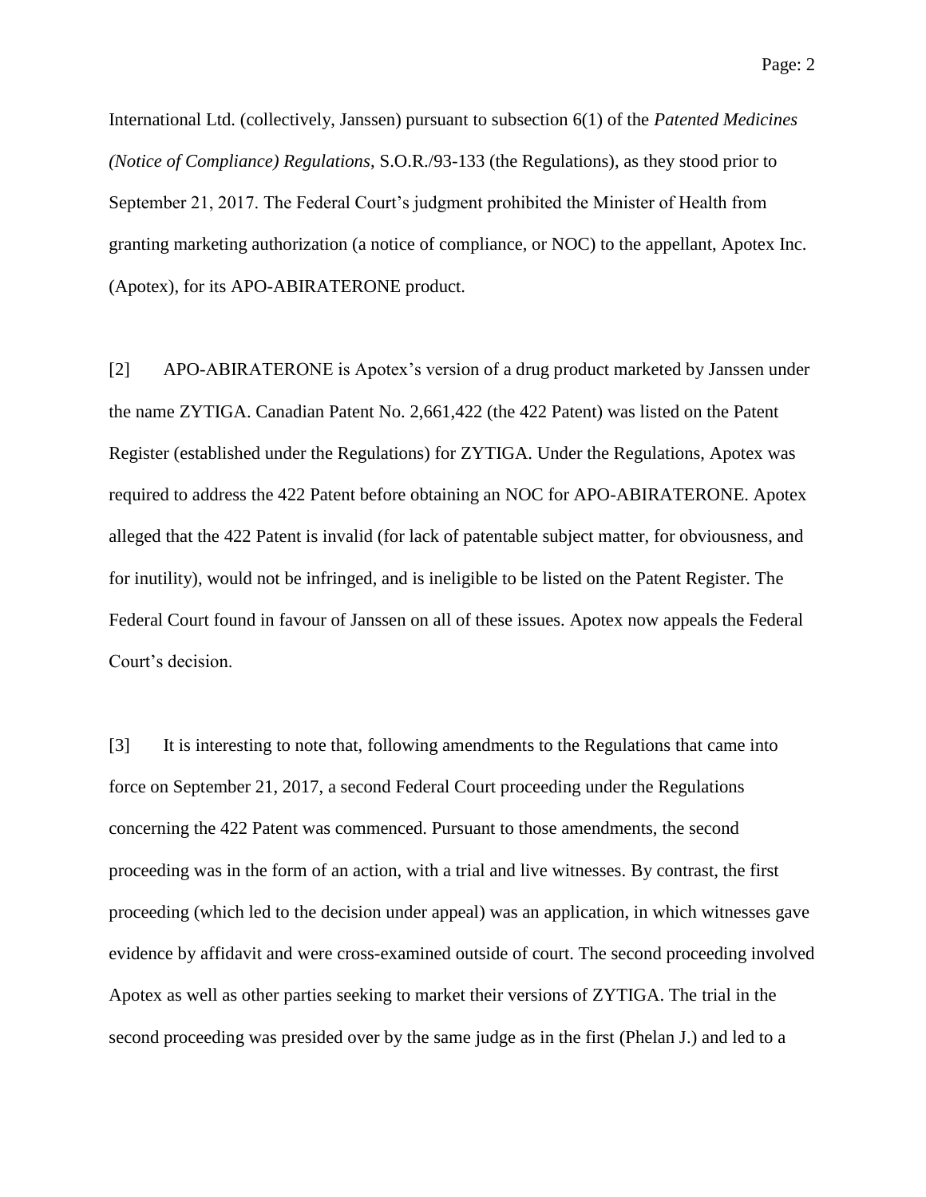International Ltd. (collectively, Janssen) pursuant to subsection 6(1) of the *Patented Medicines (Notice of Compliance) Regulations*, S.O.R./93-133 (the Regulations), as they stood prior to September 21, 2017. The Federal Court's judgment prohibited the Minister of Health from granting marketing authorization (a notice of compliance, or NOC) to the appellant, Apotex Inc. (Apotex), for its APO-ABIRATERONE product.

[2] APO-ABIRATERONE is Apotex's version of a drug product marketed by Janssen under the name ZYTIGA. Canadian Patent No. 2,661,422 (the 422 Patent) was listed on the Patent Register (established under the Regulations) for ZYTIGA. Under the Regulations, Apotex was required to address the 422 Patent before obtaining an NOC for APO-ABIRATERONE. Apotex alleged that the 422 Patent is invalid (for lack of patentable subject matter, for obviousness, and for inutility), would not be infringed, and is ineligible to be listed on the Patent Register. The Federal Court found in favour of Janssen on all of these issues. Apotex now appeals the Federal Court's decision.

[3] It is interesting to note that, following amendments to the Regulations that came into force on September 21, 2017, a second Federal Court proceeding under the Regulations concerning the 422 Patent was commenced. Pursuant to those amendments, the second proceeding was in the form of an action, with a trial and live witnesses. By contrast, the first proceeding (which led to the decision under appeal) was an application, in which witnesses gave evidence by affidavit and were cross-examined outside of court. The second proceeding involved Apotex as well as other parties seeking to market their versions of ZYTIGA. The trial in the second proceeding was presided over by the same judge as in the first (Phelan J.) and led to a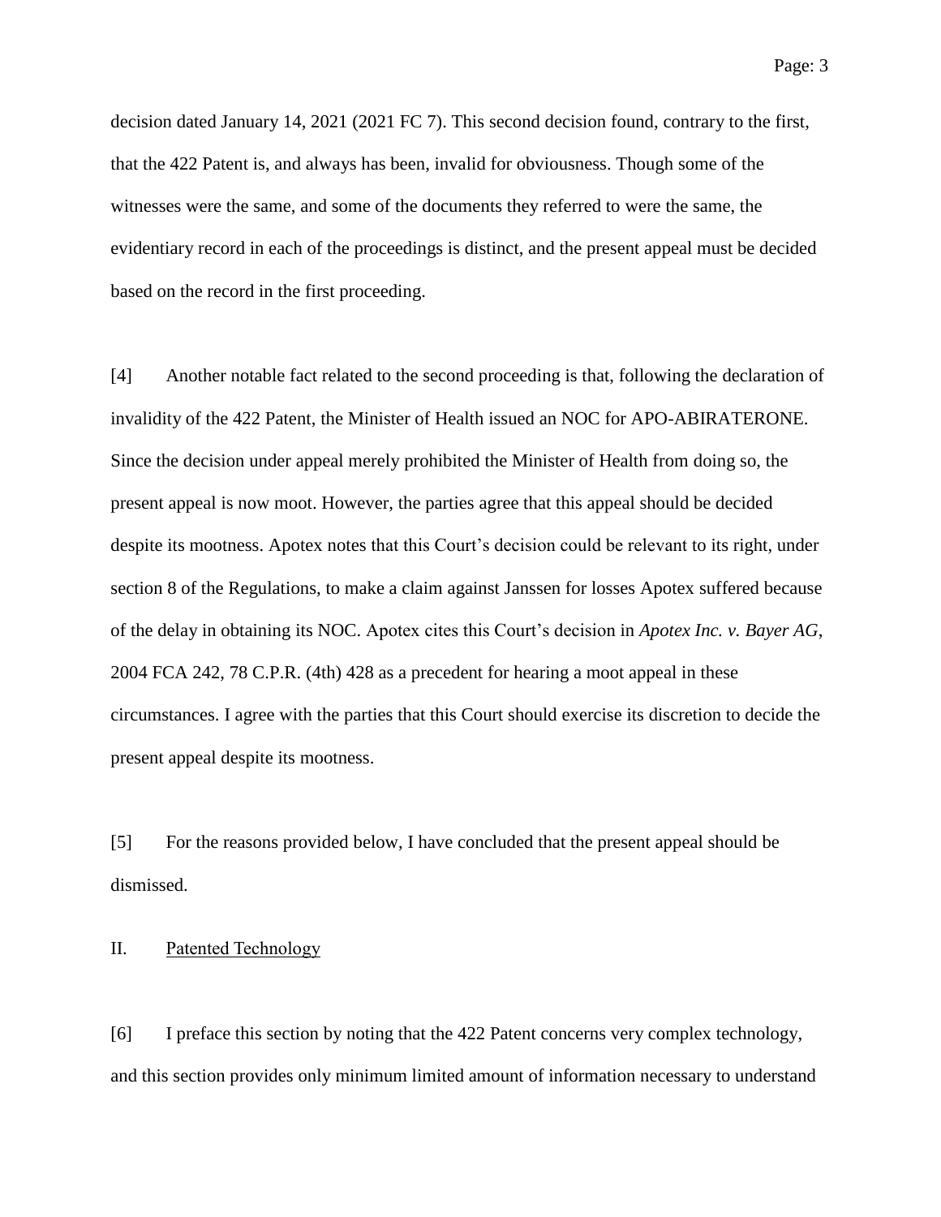decision dated January 14, 2021 (2021 FC 7). This second decision found, contrary to the first, that the 422 Patent is, and always has been, invalid for obviousness. Though some of the witnesses were the same, and some of the documents they referred to were the same, the evidentiary record in each of the proceedings is distinct, and the present appeal must be decided based on the record in the first proceeding.

[4] Another notable fact related to the second proceeding is that, following the declaration of invalidity of the 422 Patent, the Minister of Health issued an NOC for APO-ABIRATERONE. Since the decision under appeal merely prohibited the Minister of Health from doing so, the present appeal is now moot. However, the parties agree that this appeal should be decided despite its mootness. Apotex notes that this Court's decision could be relevant to its right, under section 8 of the Regulations, to make a claim against Janssen for losses Apotex suffered because of the delay in obtaining its NOC. Apotex cites this Court's decision in *Apotex Inc. v. Bayer AG*, 2004 FCA 242, 78 C.P.R. (4th) 428 as a precedent for hearing a moot appeal in these circumstances. I agree with the parties that this Court should exercise its discretion to decide the present appeal despite its mootness.

[5] For the reasons provided below, I have concluded that the present appeal should be dismissed.

## II. Patented Technology

[6] I preface this section by noting that the 422 Patent concerns very complex technology, and this section provides only minimum limited amount of information necessary to understand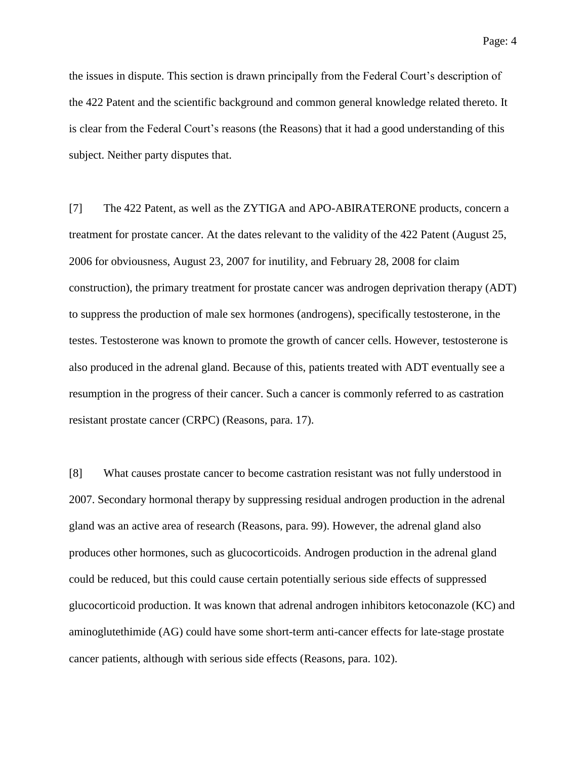the issues in dispute. This section is drawn principally from the Federal Court's description of the 422 Patent and the scientific background and common general knowledge related thereto. It is clear from the Federal Court's reasons (the Reasons) that it had a good understanding of this subject. Neither party disputes that.

[7] The 422 Patent, as well as the ZYTIGA and APO-ABIRATERONE products, concern a treatment for prostate cancer. At the dates relevant to the validity of the 422 Patent (August 25, 2006 for obviousness, August 23, 2007 for inutility, and February 28, 2008 for claim construction), the primary treatment for prostate cancer was androgen deprivation therapy (ADT) to suppress the production of male sex hormones (androgens), specifically testosterone, in the testes. Testosterone was known to promote the growth of cancer cells. However, testosterone is also produced in the adrenal gland. Because of this, patients treated with ADT eventually see a resumption in the progress of their cancer. Such a cancer is commonly referred to as castration resistant prostate cancer (CRPC) (Reasons, para. 17).

[8] What causes prostate cancer to become castration resistant was not fully understood in 2007. Secondary hormonal therapy by suppressing residual androgen production in the adrenal gland was an active area of research (Reasons, para. 99). However, the adrenal gland also produces other hormones, such as glucocorticoids. Androgen production in the adrenal gland could be reduced, but this could cause certain potentially serious side effects of suppressed glucocorticoid production. It was known that adrenal androgen inhibitors ketoconazole (KC) and aminoglutethimide (AG) could have some short-term anti-cancer effects for late-stage prostate cancer patients, although with serious side effects (Reasons, para. 102).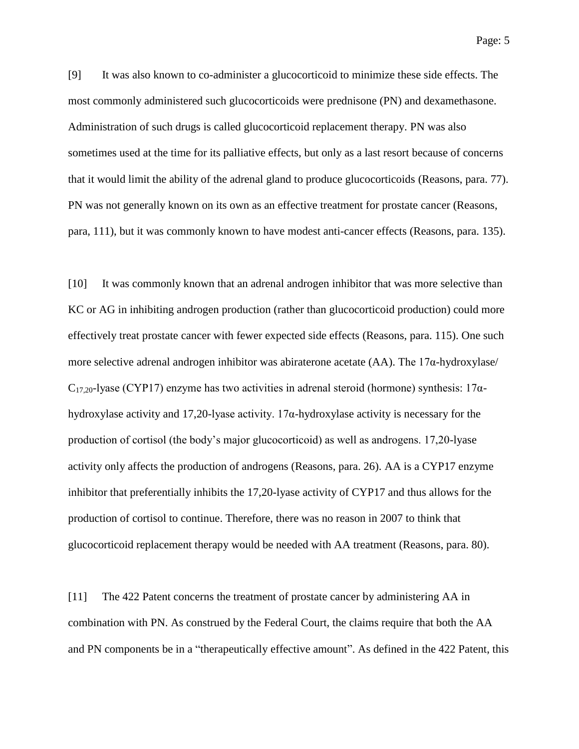[9] It was also known to co-administer a glucocorticoid to minimize these side effects. The most commonly administered such glucocorticoids were prednisone (PN) and dexamethasone. Administration of such drugs is called glucocorticoid replacement therapy. PN was also sometimes used at the time for its palliative effects, but only as a last resort because of concerns that it would limit the ability of the adrenal gland to produce glucocorticoids (Reasons, para. 77). PN was not generally known on its own as an effective treatment for prostate cancer (Reasons, para, 111), but it was commonly known to have modest anti-cancer effects (Reasons, para. 135).

[10] It was commonly known that an adrenal androgen inhibitor that was more selective than KC or AG in inhibiting androgen production (rather than glucocorticoid production) could more effectively treat prostate cancer with fewer expected side effects (Reasons, para. 115). One such more selective adrenal androgen inhibitor was abiraterone acetate (AA). The 17α-hydroxylase/ $C_{17,20}$-lyase (CYP17) enzyme has two activities in adrenal steroid (hormone) synthesis: 17α-hydroxylase activity and 17,20-lyase activity. 17α-hydroxylase activity is necessary for the production of cortisol (the body's major glucocorticoid) as well as androgens. 17,20-lyase activity only affects the production of androgens (Reasons, para. 26). AA is a CYP17 enzyme inhibitor that preferentially inhibits the 17,20-lyase activity of CYP17 and thus allows for the production of cortisol to continue. Therefore, there was no reason in 2007 to think that glucocorticoid replacement therapy would be needed with AA treatment (Reasons, para. 80).

[11] The 422 Patent concerns the treatment of prostate cancer by administering AA in combination with PN. As construed by the Federal Court, the claims require that both the AA and PN components be in a "therapeutically effective amount". As defined in the 422 Patent, this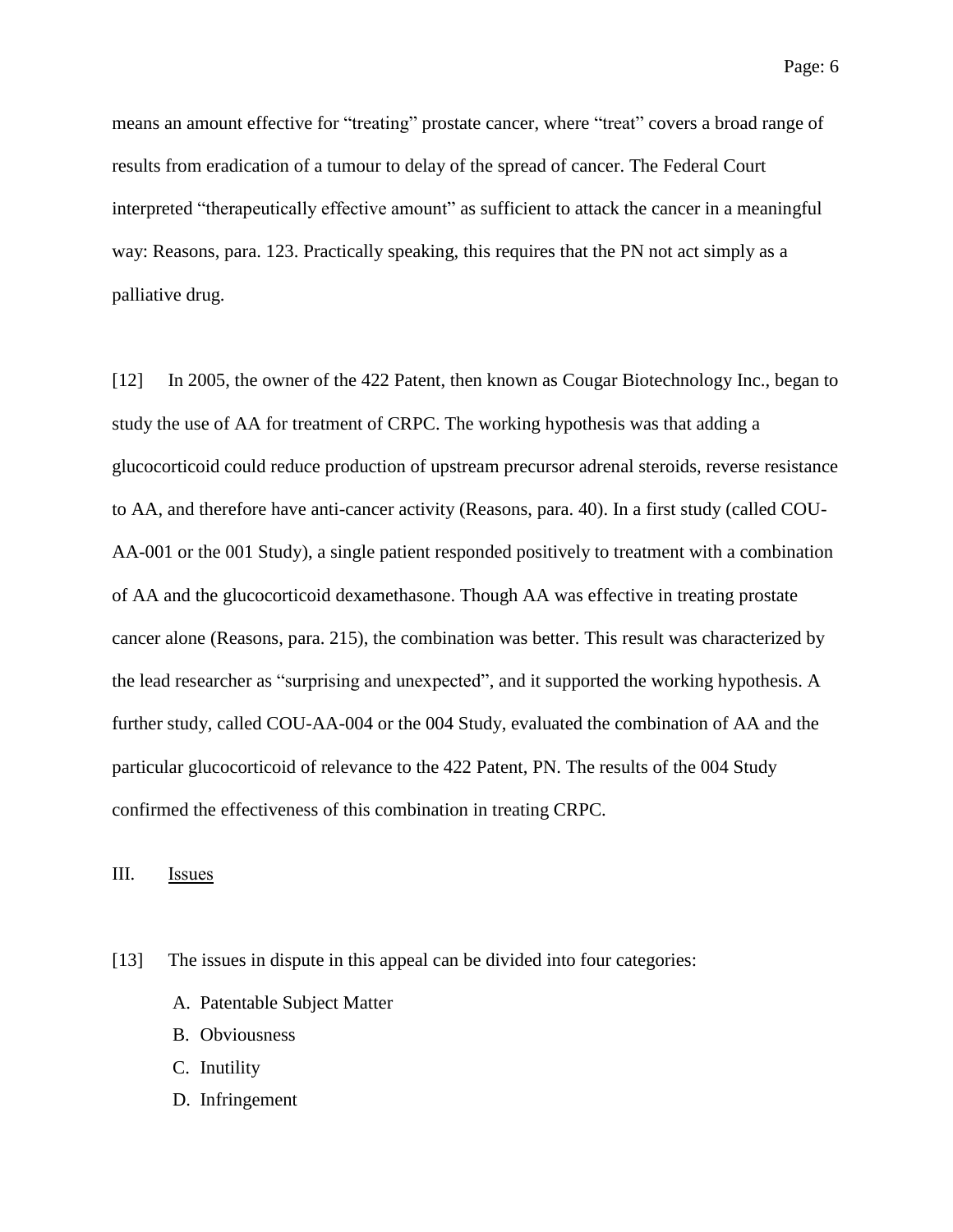means an amount effective for "treating" prostate cancer, where "treat" covers a broad range of results from eradication of a tumour to delay of the spread of cancer. The Federal Court interpreted "therapeutically effective amount" as sufficient to attack the cancer in a meaningful way: Reasons, para. 123. Practically speaking, this requires that the PN not act simply as a palliative drug.

[12] In 2005, the owner of the 422 Patent, then known as Cougar Biotechnology Inc., began to study the use of AA for treatment of CRPC. The working hypothesis was that adding a glucocorticoid could reduce production of upstream precursor adrenal steroids, reverse resistance to AA, and therefore have anti-cancer activity (Reasons, para. 40). In a first study (called COU-AA-001 or the 001 Study), a single patient responded positively to treatment with a combination of AA and the glucocorticoid dexamethasone. Though AA was effective in treating prostate cancer alone (Reasons, para. 215), the combination was better. This result was characterized by the lead researcher as "surprising and unexpected", and it supported the working hypothesis. A further study, called COU-AA-004 or the 004 Study, evaluated the combination of AA and the particular glucocorticoid of relevance to the 422 Patent, PN. The results of the 004 Study confirmed the effectiveness of this combination in treating CRPC.

## III. Issues

[13] The issues in dispute in this appeal can be divided into four categories:

A. Patentable Subject Matter
B. Obviousness
C. Inutility
D. Infringement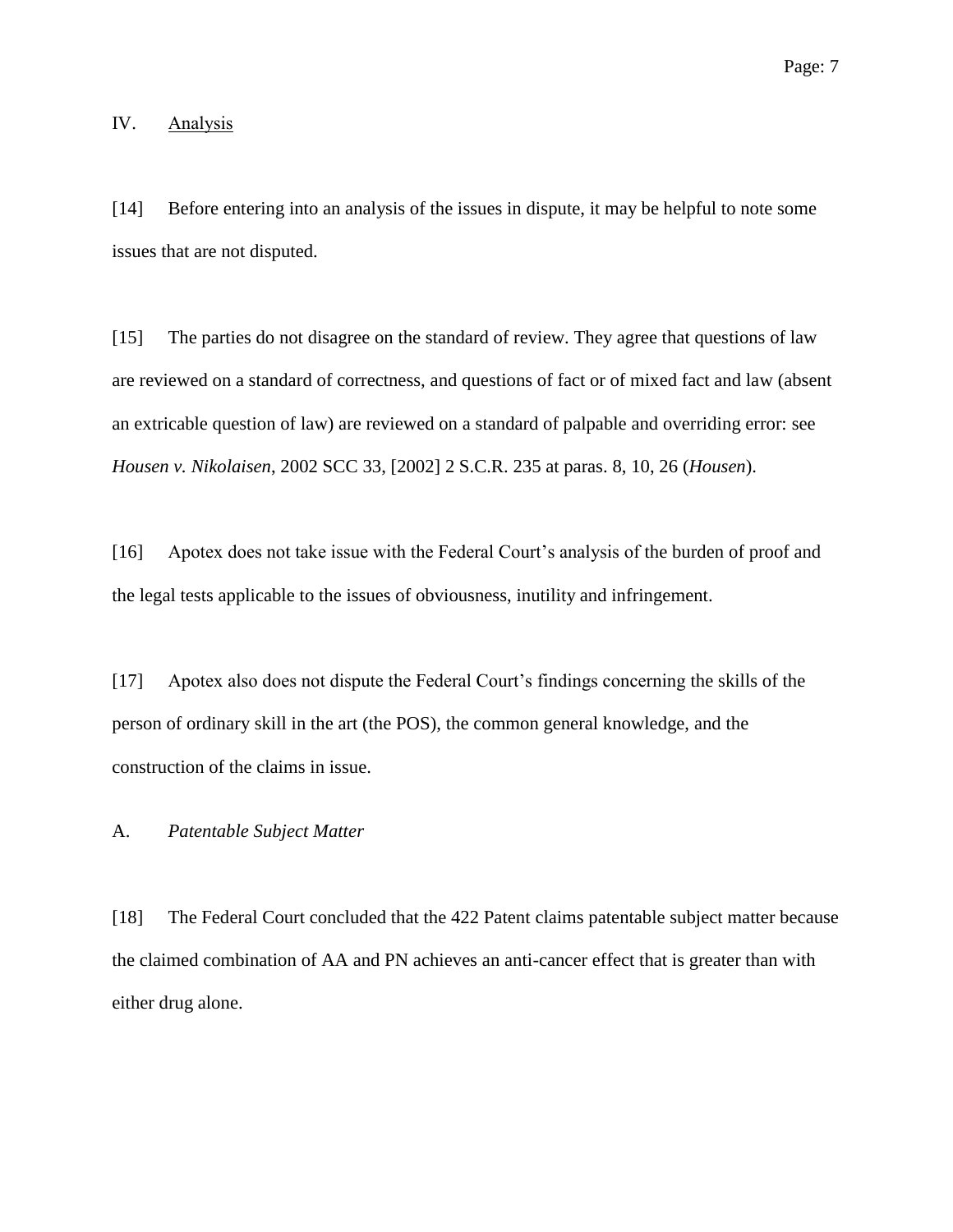## IV. Analysis

[14] Before entering into an analysis of the issues in dispute, it may be helpful to note some issues that are not disputed.

[15] The parties do not disagree on the standard of review. They agree that questions of law are reviewed on a standard of correctness, and questions of fact or of mixed fact and law (absent an extricable question of law) are reviewed on a standard of palpable and overriding error: see *Housen v. Nikolaisen*, 2002 SCC 33, [2002] 2 S.C.R. 235 at paras. 8, 10, 26 (*Housen*).

[16] Apotex does not take issue with the Federal Court's analysis of the burden of proof and the legal tests applicable to the issues of obviousness, inutility and infringement.

[17] Apotex also does not dispute the Federal Court's findings concerning the skills of the person of ordinary skill in the art (the POS), the common general knowledge, and the construction of the claims in issue.

### A. *Patentable Subject Matter*

[18] The Federal Court concluded that the 422 Patent claims patentable subject matter because the claimed combination of AA and PN achieves an anti-cancer effect that is greater than with either drug alone.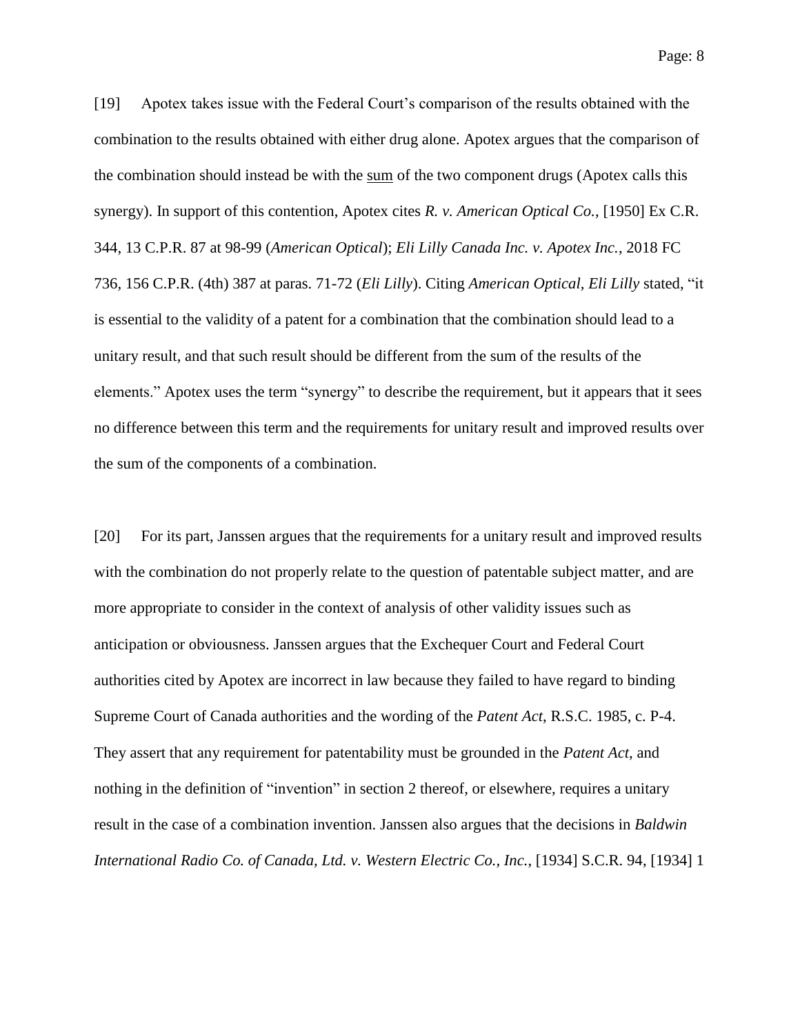[19] Apotex takes issue with the Federal Court's comparison of the results obtained with the combination to the results obtained with either drug alone. Apotex argues that the comparison of the combination should instead be with the <u>sum</u> of the two component drugs (Apotex calls this synergy). In support of this contention, Apotex cites *R. v. American Optical Co.*, [1950] Ex C.R. 344, 13 C.P.R. 87 at 98-99 (*American Optical*); *Eli Lilly Canada Inc. v. Apotex Inc.*, 2018 FC 736, 156 C.P.R. (4th) 387 at paras. 71-72 (*Eli Lilly*). Citing *American Optical*, *Eli Lilly* stated, "it is essential to the validity of a patent for a combination that the combination should lead to a unitary result, and that such result should be different from the sum of the results of the elements." Apotex uses the term "synergy" to describe the requirement, but it appears that it sees no difference between this term and the requirements for unitary result and improved results over the sum of the components of a combination.

[20] For its part, Janssen argues that the requirements for a unitary result and improved results with the combination do not properly relate to the question of patentable subject matter, and are more appropriate to consider in the context of analysis of other validity issues such as anticipation or obviousness. Janssen argues that the Exchequer Court and Federal Court authorities cited by Apotex are incorrect in law because they failed to have regard to binding Supreme Court of Canada authorities and the wording of the *Patent Act*, R.S.C. 1985, c. P-4. They assert that any requirement for patentability must be grounded in the *Patent Act*, and nothing in the definition of "invention" in section 2 thereof, or elsewhere, requires a unitary result in the case of a combination invention. Janssen also argues that the decisions in *Baldwin International Radio Co. of Canada, Ltd. v. Western Electric Co., Inc.*, [1934] S.C.R. 94, [1934] 1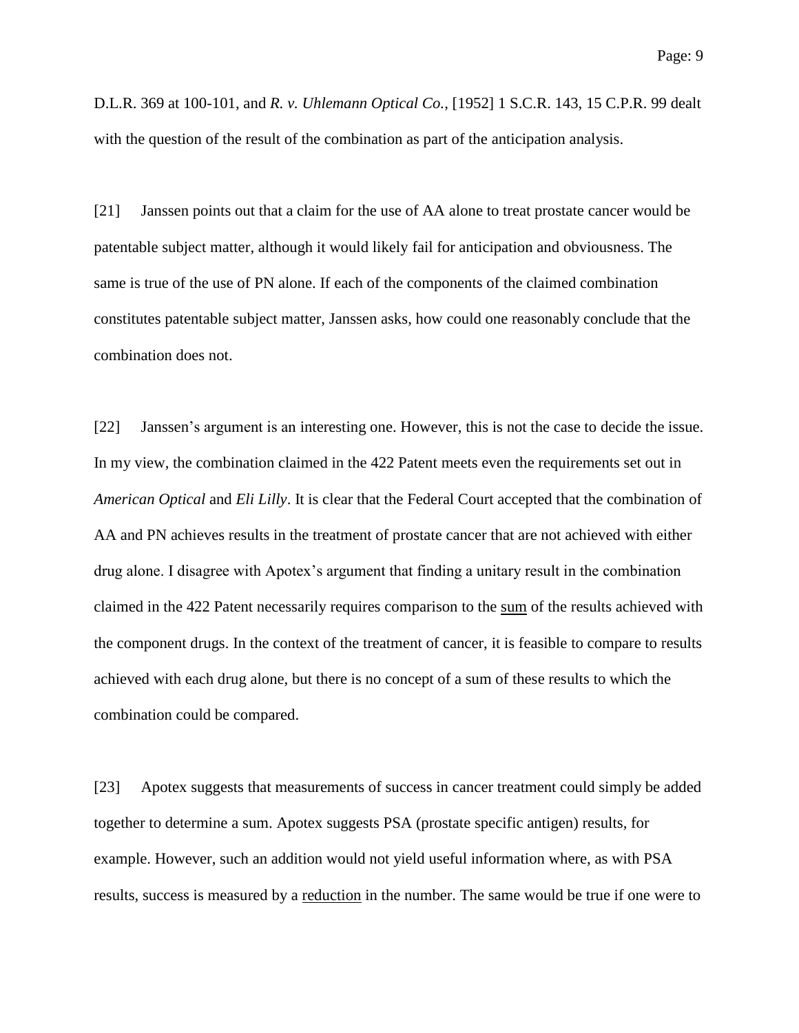D.L.R. 369 at 100-101, and *R. v. Uhlemann Optical Co.*, [1952] 1 S.C.R. 143, 15 C.P.R. 99 dealt with the question of the result of the combination as part of the anticipation analysis.

[21] Janssen points out that a claim for the use of AA alone to treat prostate cancer would be patentable subject matter, although it would likely fail for anticipation and obviousness. The same is true of the use of PN alone. If each of the components of the claimed combination constitutes patentable subject matter, Janssen asks, how could one reasonably conclude that the combination does not.

[22] Janssen's argument is an interesting one. However, this is not the case to decide the issue. In my view, the combination claimed in the 422 Patent meets even the requirements set out in *American Optical* and *Eli Lilly*. It is clear that the Federal Court accepted that the combination of AA and PN achieves results in the treatment of prostate cancer that are not achieved with either drug alone. I disagree with Apotex's argument that finding a unitary result in the combination claimed in the 422 Patent necessarily requires comparison to the <u>sum</u> of the results achieved with the component drugs. In the context of the treatment of cancer, it is feasible to compare to results achieved with each drug alone, but there is no concept of a sum of these results to which the combination could be compared.

[23] Apotex suggests that measurements of success in cancer treatment could simply be added together to determine a sum. Apotex suggests PSA (prostate specific antigen) results, for example. However, such an addition would not yield useful information where, as with PSA results, success is measured by a <u>reduction</u> in the number. The same would be true if one were to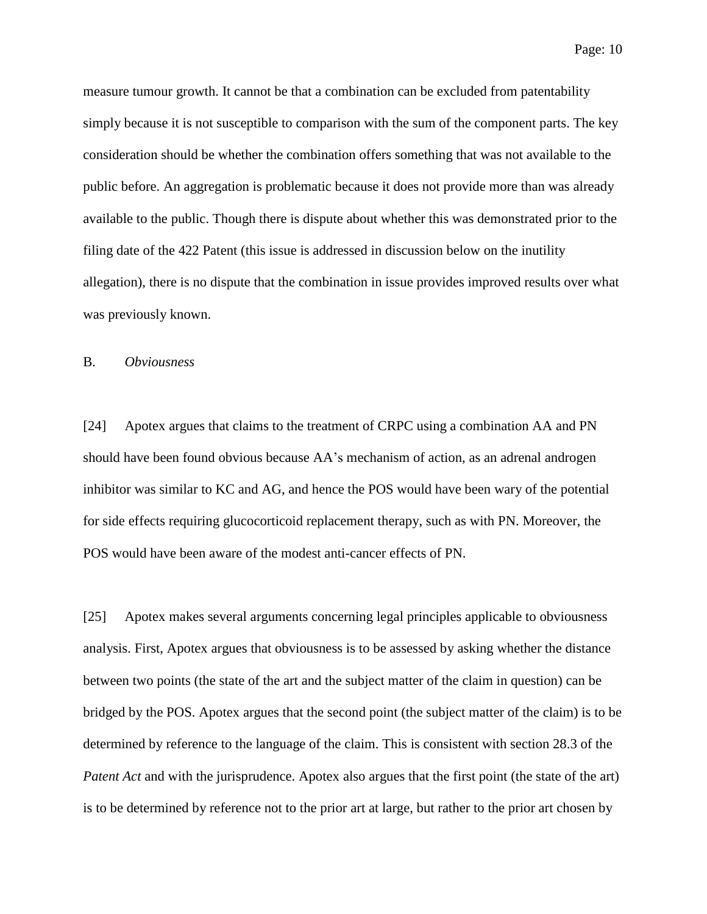measure tumour growth. It cannot be that a combination can be excluded from patentability simply because it is not susceptible to comparison with the sum of the component parts. The key consideration should be whether the combination offers something that was not available to the public before. An aggregation is problematic because it does not provide more than was already available to the public. Though there is dispute about whether this was demonstrated prior to the filing date of the 422 Patent (this issue is addressed in discussion below on the inutility allegation), there is no dispute that the combination in issue provides improved results over what was previously known.

## B. *Obviousness*

[24] Apotex argues that claims to the treatment of CRPC using a combination AA and PN should have been found obvious because AA's mechanism of action, as an adrenal androgen inhibitor was similar to KC and AG, and hence the POS would have been wary of the potential for side effects requiring glucocorticoid replacement therapy, such as with PN. Moreover, the POS would have been aware of the modest anti-cancer effects of PN.

[25] Apotex makes several arguments concerning legal principles applicable to obviousness analysis. First, Apotex argues that obviousness is to be assessed by asking whether the distance between two points (the state of the art and the subject matter of the claim in question) can be bridged by the POS. Apotex argues that the second point (the subject matter of the claim) is to be determined by reference to the language of the claim. This is consistent with section 28.3 of the *Patent Act* and with the jurisprudence. Apotex also argues that the first point (the state of the art) is to be determined by reference not to the prior art at large, but rather to the prior art chosen by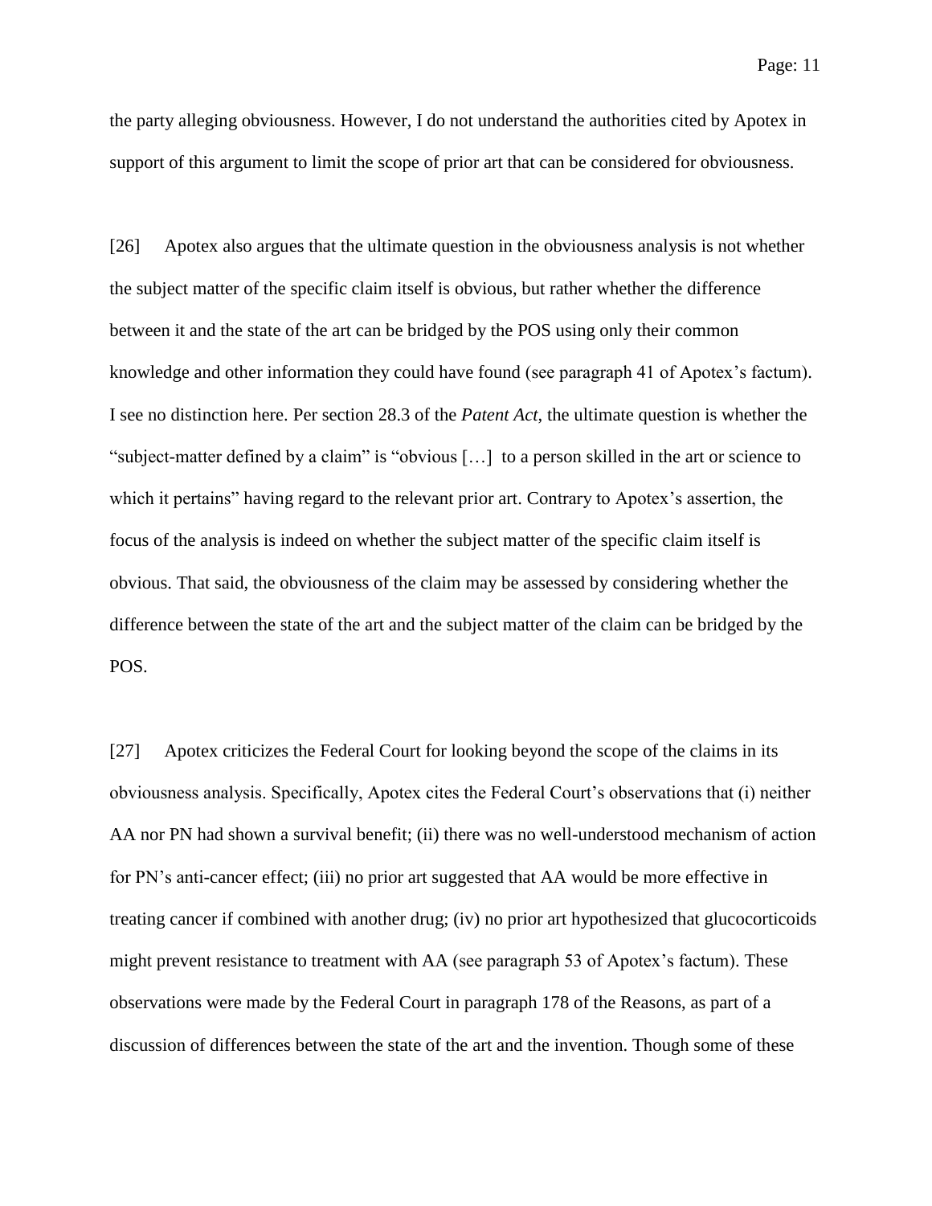the party alleging obviousness. However, I do not understand the authorities cited by Apotex in support of this argument to limit the scope of prior art that can be considered for obviousness.

[26] Apotex also argues that the ultimate question in the obviousness analysis is not whether the subject matter of the specific claim itself is obvious, but rather whether the difference between it and the state of the art can be bridged by the POS using only their common knowledge and other information they could have found (see paragraph 41 of Apotex's factum). I see no distinction here. Per section 28.3 of the *Patent Act*, the ultimate question is whether the "subject-matter defined by a claim" is "obvious […] to a person skilled in the art or science to which it pertains" having regard to the relevant prior art. Contrary to Apotex's assertion, the focus of the analysis is indeed on whether the subject matter of the specific claim itself is obvious. That said, the obviousness of the claim may be assessed by considering whether the difference between the state of the art and the subject matter of the claim can be bridged by the POS.

[27] Apotex criticizes the Federal Court for looking beyond the scope of the claims in its obviousness analysis. Specifically, Apotex cites the Federal Court's observations that (i) neither AA nor PN had shown a survival benefit; (ii) there was no well-understood mechanism of action for PN's anti-cancer effect; (iii) no prior art suggested that AA would be more effective in treating cancer if combined with another drug; (iv) no prior art hypothesized that glucocorticoids might prevent resistance to treatment with AA (see paragraph 53 of Apotex's factum). These observations were made by the Federal Court in paragraph 178 of the Reasons, as part of a discussion of differences between the state of the art and the invention. Though some of these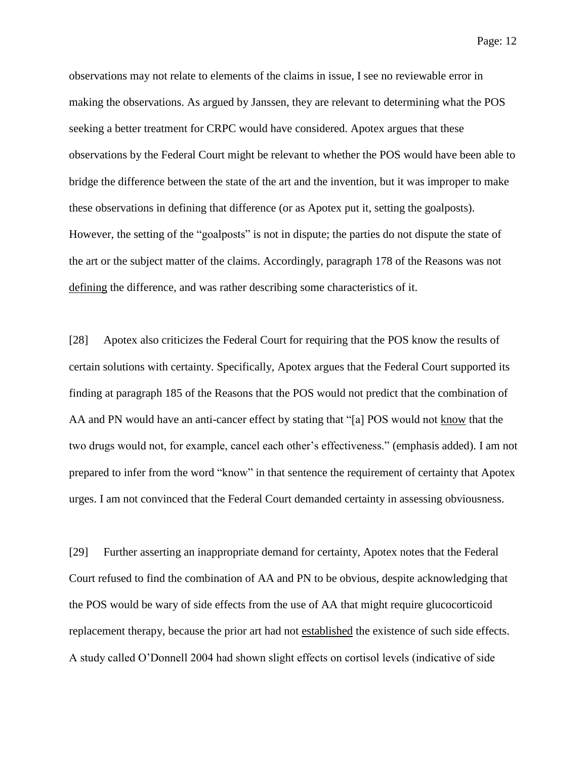observations may not relate to elements of the claims in issue, I see no reviewable error in making the observations. As argued by Janssen, they are relevant to determining what the POS seeking a better treatment for CRPC would have considered. Apotex argues that these observations by the Federal Court might be relevant to whether the POS would have been able to bridge the difference between the state of the art and the invention, but it was improper to make these observations in defining that difference (or as Apotex put it, setting the goalposts). However, the setting of the "goalposts" is not in dispute; the parties do not dispute the state of the art or the subject matter of the claims. Accordingly, paragraph 178 of the Reasons was not <u>defining</u> the difference, and was rather describing some characteristics of it.

[28] Apotex also criticizes the Federal Court for requiring that the POS know the results of certain solutions with certainty. Specifically, Apotex argues that the Federal Court supported its finding at paragraph 185 of the Reasons that the POS would not predict that the combination of AA and PN would have an anti-cancer effect by stating that "[a] POS would not <u>know</u> that the two drugs would not, for example, cancel each other's effectiveness." (emphasis added). I am not prepared to infer from the word "know" in that sentence the requirement of certainty that Apotex urges. I am not convinced that the Federal Court demanded certainty in assessing obviousness.

[29] Further asserting an inappropriate demand for certainty, Apotex notes that the Federal Court refused to find the combination of AA and PN to be obvious, despite acknowledging that the POS would be wary of side effects from the use of AA that might require glucocorticoid replacement therapy, because the prior art had not <u>established</u> the existence of such side effects. A study called O'Donnell 2004 had shown slight effects on cortisol levels (indicative of side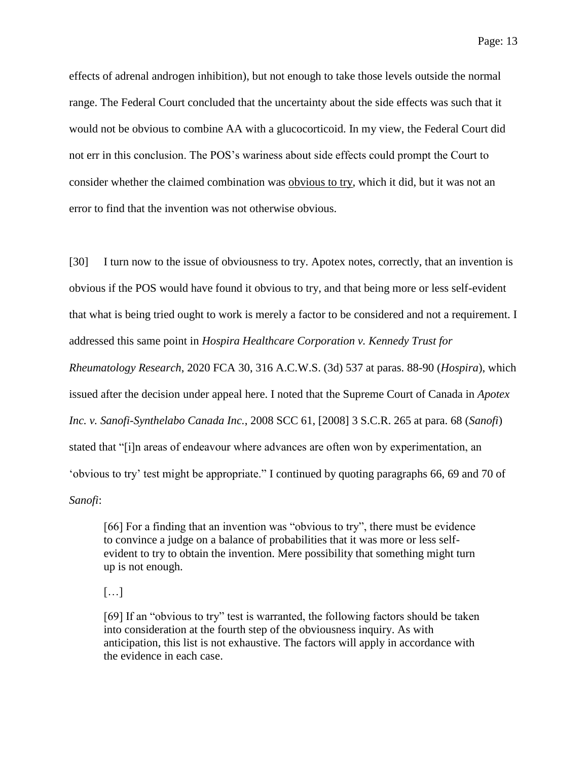effects of adrenal androgen inhibition), but not enough to take those levels outside the normal range. The Federal Court concluded that the uncertainty about the side effects was such that it would not be obvious to combine AA with a glucocorticoid. In my view, the Federal Court did not err in this conclusion. The POS's wariness about side effects could prompt the Court to consider whether the claimed combination was <u>obvious to try</u>, which it did, but it was not an error to find that the invention was not otherwise obvious.

[30] I turn now to the issue of obviousness to try. Apotex notes, correctly, that an invention is obvious if the POS would have found it obvious to try, and that being more or less self-evident that what is being tried ought to work is merely a factor to be considered and not a requirement. I addressed this same point in *Hospira Healthcare Corporation v. Kennedy Trust for Rheumatology Research*, 2020 FCA 30, 316 A.C.W.S. (3d) 537 at paras. 88-90 (*Hospira*), which issued after the decision under appeal here. I noted that the Supreme Court of Canada in *Apotex Inc. v. Sanofi-Synthelabo Canada Inc.*, 2008 SCC 61, [2008] 3 S.C.R. 265 at para. 68 (*Sanofi*) stated that "[i]n areas of endeavour where advances are often won by experimentation, an 'obvious to try' test might be appropriate." I continued by quoting paragraphs 66, 69 and 70 of *Sanofi*:

> [66] For a finding that an invention was "obvious to try", there must be evidence to convince a judge on a balance of probabilities that it was more or less self-evident to try to obtain the invention. Mere possibility that something might turn up is not enough.
>
> […]
>
> [69] If an "obvious to try" test is warranted, the following factors should be taken into consideration at the fourth step of the obviousness inquiry. As with anticipation, this list is not exhaustive. The factors will apply in accordance with the evidence in each case.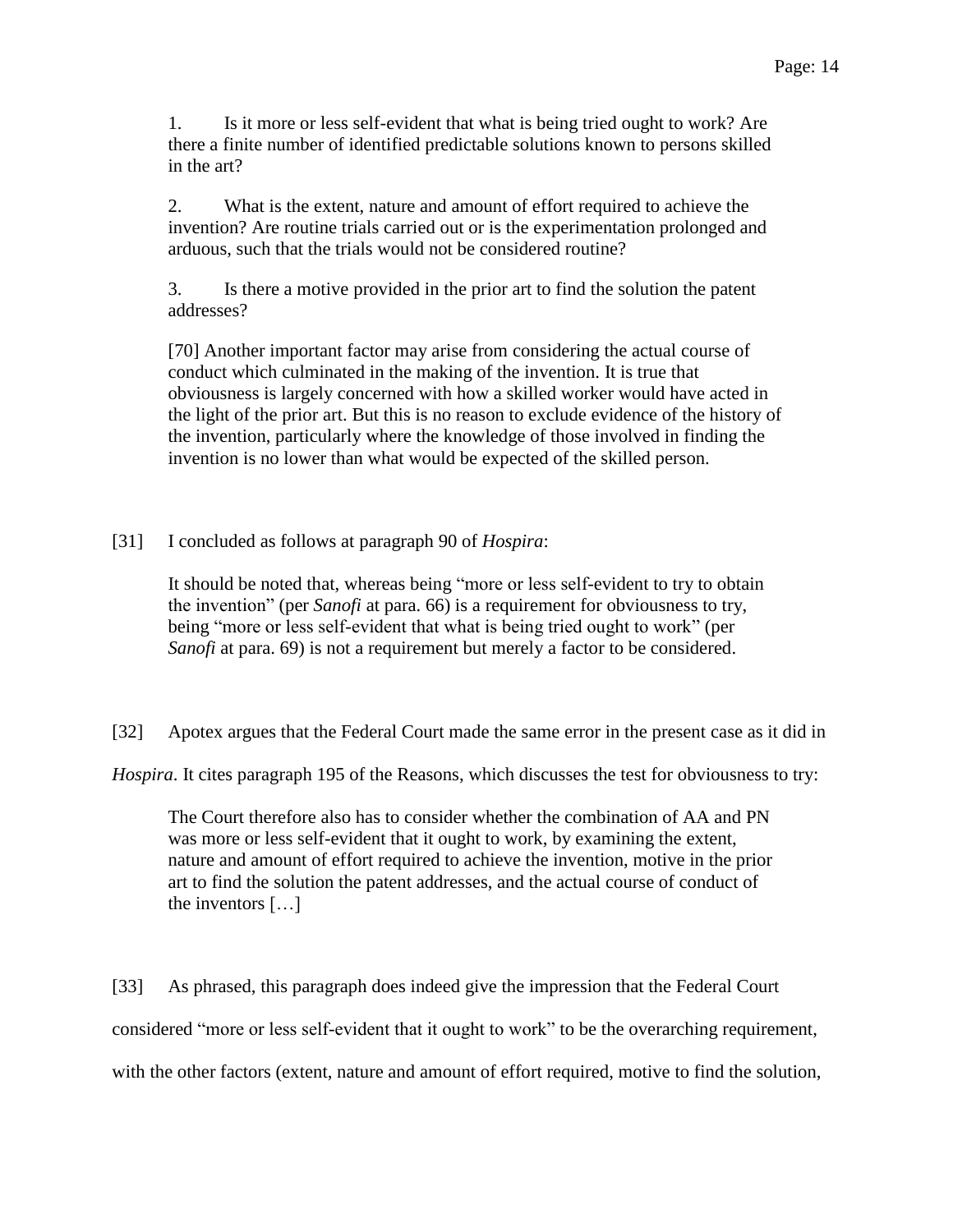> 1. Is it more or less self-evident that what is being tried ought to work? Are there a finite number of identified predictable solutions known to persons skilled in the art?
>
> 2. What is the extent, nature and amount of effort required to achieve the invention? Are routine trials carried out or is the experimentation prolonged and arduous, such that the trials would not be considered routine?
>
> 3. Is there a motive provided in the prior art to find the solution the patent addresses?
>
> [70] Another important factor may arise from considering the actual course of conduct which culminated in the making of the invention. It is true that obviousness is largely concerned with how a skilled worker would have acted in the light of the prior art. But this is no reason to exclude evidence of the history of the invention, particularly where the knowledge of those involved in finding the invention is no lower than what would be expected of the skilled person.

[31] I concluded as follows at paragraph 90 of *Hospira*:

> It should be noted that, whereas being "more or less self-evident to try to obtain the invention" (per *Sanofi* at para. 66) is a requirement for obviousness to try, being "more or less self-evident that what is being tried ought to work" (per *Sanofi* at para. 69) is not a requirement but merely a factor to be considered.

[32] Apotex argues that the Federal Court made the same error in the present case as it did in *Hospira*. It cites paragraph 195 of the Reasons, which discusses the test for obviousness to try:

> The Court therefore also has to consider whether the combination of AA and PN was more or less self-evident that it ought to work, by examining the extent, nature and amount of effort required to achieve the invention, motive in the prior art to find the solution the patent addresses, and the actual course of conduct of the inventors […]

[33] As phrased, this paragraph does indeed give the impression that the Federal Court considered "more or less self-evident that it ought to work" to be the overarching requirement, with the other factors (extent, nature and amount of effort required, motive to find the solution,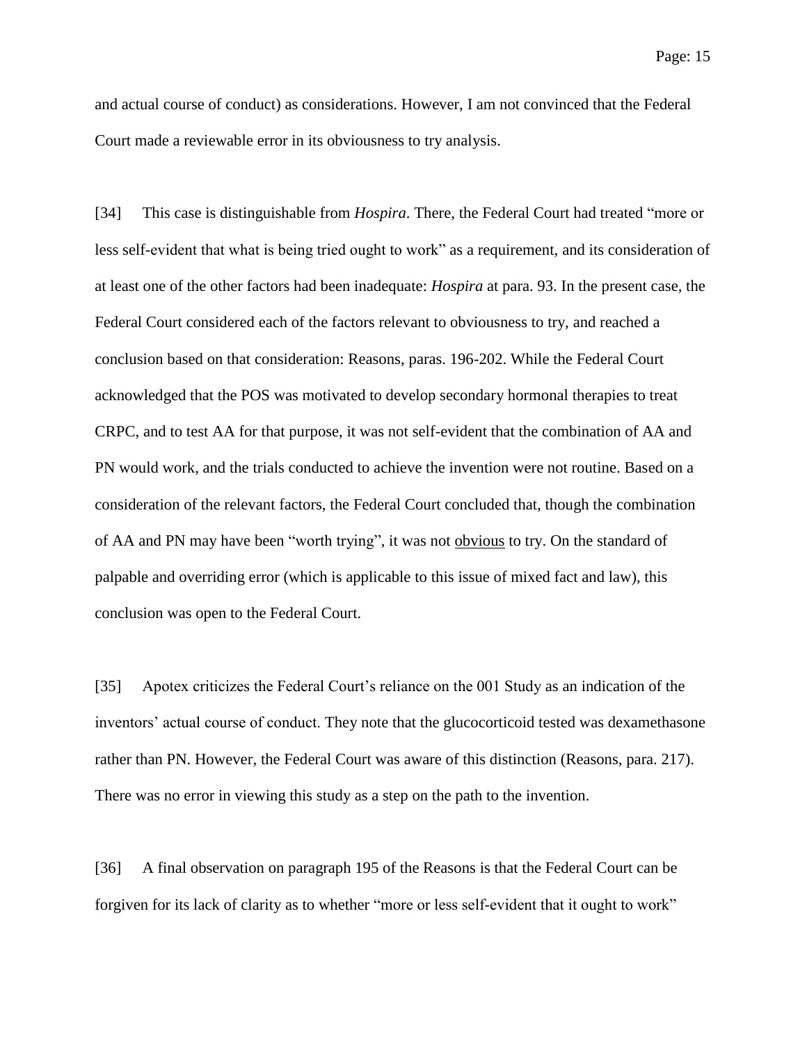and actual course of conduct) as considerations. However, I am not convinced that the Federal Court made a reviewable error in its obviousness to try analysis.

[34] This case is distinguishable from *Hospira*. There, the Federal Court had treated "more or less self-evident that what is being tried ought to work" as a requirement, and its consideration of at least one of the other factors had been inadequate: *Hospira* at para. 93. In the present case, the Federal Court considered each of the factors relevant to obviousness to try, and reached a conclusion based on that consideration: Reasons, paras. 196-202. While the Federal Court acknowledged that the POS was motivated to develop secondary hormonal therapies to treat CRPC, and to test AA for that purpose, it was not self-evident that the combination of AA and PN would work, and the trials conducted to achieve the invention were not routine. Based on a consideration of the relevant factors, the Federal Court concluded that, though the combination of AA and PN may have been "worth trying", it was not <u>obvious</u> to try. On the standard of palpable and overriding error (which is applicable to this issue of mixed fact and law), this conclusion was open to the Federal Court.

[35] Apotex criticizes the Federal Court's reliance on the 001 Study as an indication of the inventors' actual course of conduct. They note that the glucocorticoid tested was dexamethasone rather than PN. However, the Federal Court was aware of this distinction (Reasons, para. 217). There was no error in viewing this study as a step on the path to the invention.

[36] A final observation on paragraph 195 of the Reasons is that the Federal Court can be forgiven for its lack of clarity as to whether "more or less self-evident that it ought to work"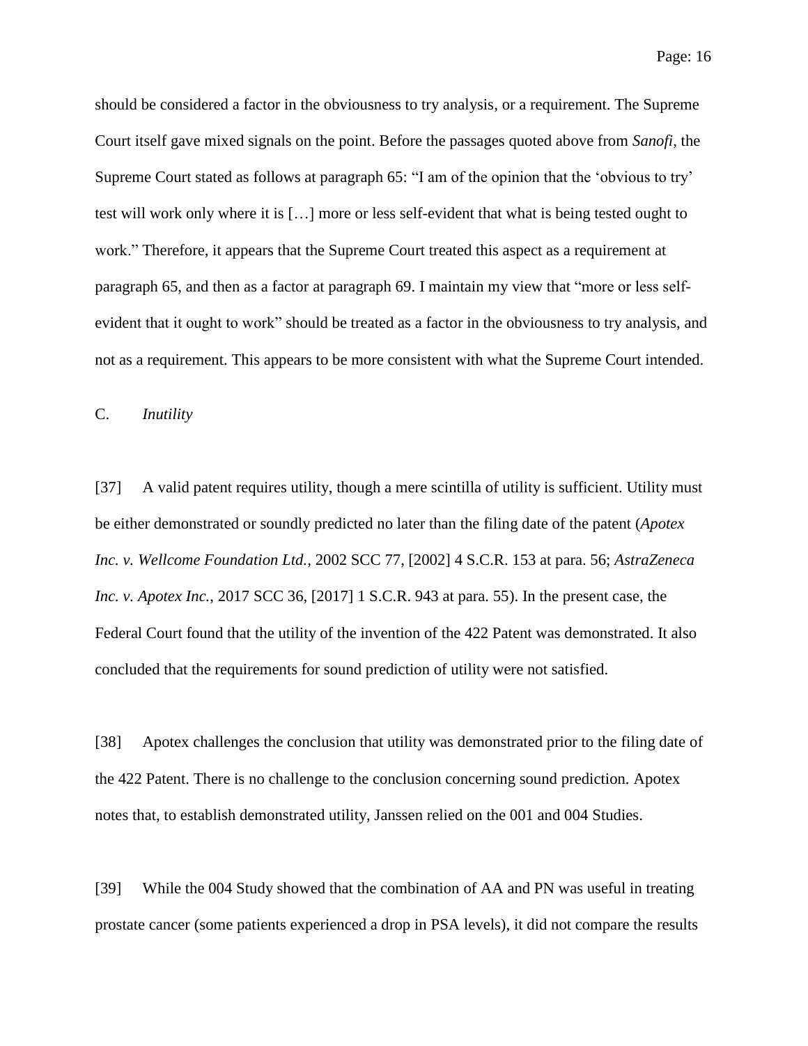should be considered a factor in the obviousness to try analysis, or a requirement. The Supreme Court itself gave mixed signals on the point. Before the passages quoted above from *Sanofi*, the Supreme Court stated as follows at paragraph 65: "I am of the opinion that the 'obvious to try' test will work only where it is […] more or less self-evident that what is being tested ought to work." Therefore, it appears that the Supreme Court treated this aspect as a requirement at paragraph 65, and then as a factor at paragraph 69. I maintain my view that "more or less self-evident that it ought to work" should be treated as a factor in the obviousness to try analysis, and not as a requirement. This appears to be more consistent with what the Supreme Court intended.

C. *Inutility*

[37] A valid patent requires utility, though a mere scintilla of utility is sufficient. Utility must be either demonstrated or soundly predicted no later than the filing date of the patent (*Apotex Inc. v. Wellcome Foundation Ltd.*, 2002 SCC 77, [2002] 4 S.C.R. 153 at para. 56; *AstraZeneca Inc. v. Apotex Inc.*, 2017 SCC 36, [2017] 1 S.C.R. 943 at para. 55). In the present case, the Federal Court found that the utility of the invention of the 422 Patent was demonstrated. It also concluded that the requirements for sound prediction of utility were not satisfied.

[38] Apotex challenges the conclusion that utility was demonstrated prior to the filing date of the 422 Patent. There is no challenge to the conclusion concerning sound prediction. Apotex notes that, to establish demonstrated utility, Janssen relied on the 001 and 004 Studies.

[39] While the 004 Study showed that the combination of AA and PN was useful in treating prostate cancer (some patients experienced a drop in PSA levels), it did not compare the results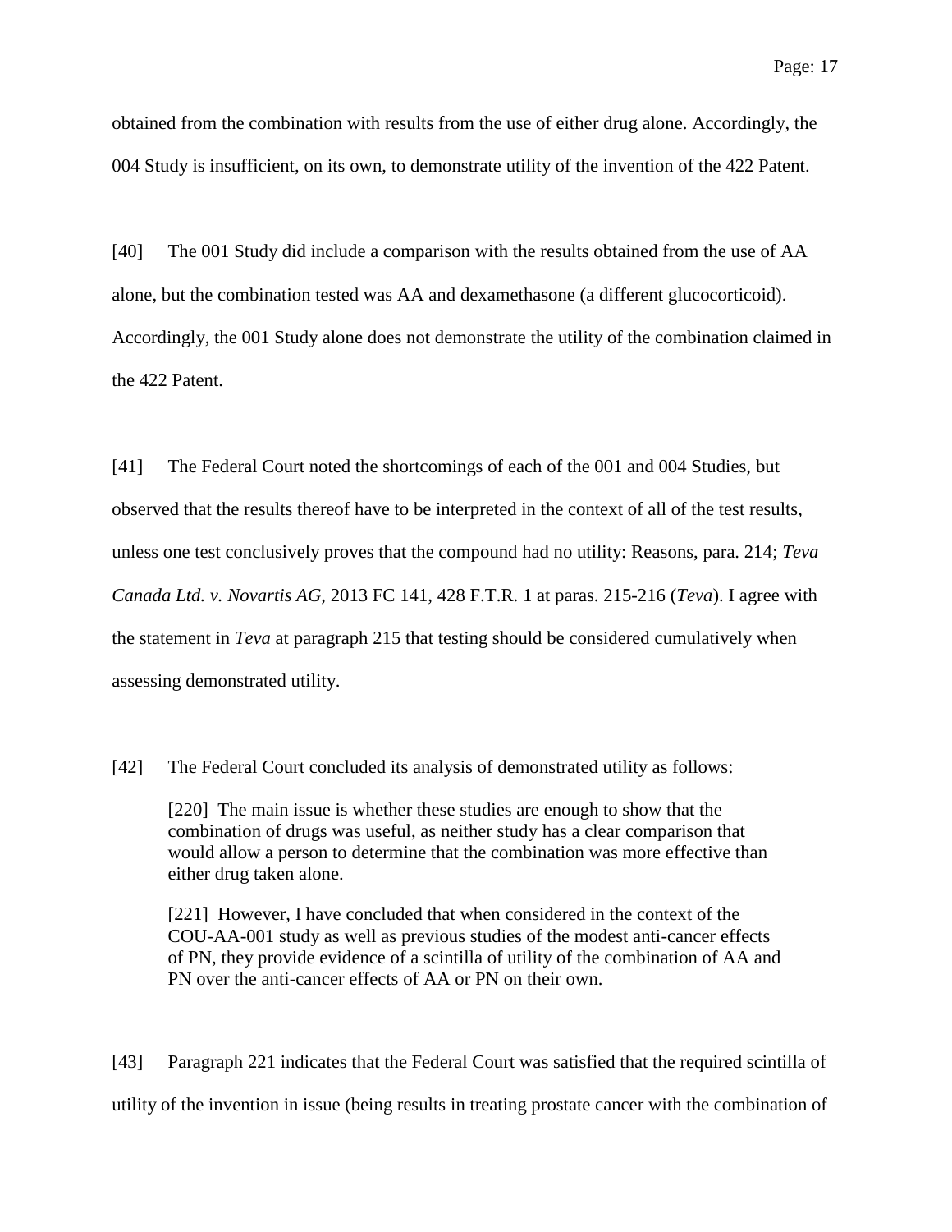obtained from the combination with results from the use of either drug alone. Accordingly, the 004 Study is insufficient, on its own, to demonstrate utility of the invention of the 422 Patent.

[40] The 001 Study did include a comparison with the results obtained from the use of AA alone, but the combination tested was AA and dexamethasone (a different glucocorticoid). Accordingly, the 001 Study alone does not demonstrate the utility of the combination claimed in the 422 Patent.

[41] The Federal Court noted the shortcomings of each of the 001 and 004 Studies, but observed that the results thereof have to be interpreted in the context of all of the test results, unless one test conclusively proves that the compound had no utility: Reasons, para. 214; *Teva Canada Ltd. v. Novartis AG*, 2013 FC 141, 428 F.T.R. 1 at paras. 215-216 (*Teva*). I agree with the statement in *Teva* at paragraph 215 that testing should be considered cumulatively when assessing demonstrated utility.

[42] The Federal Court concluded its analysis of demonstrated utility as follows:

> [220] The main issue is whether these studies are enough to show that the combination of drugs was useful, as neither study has a clear comparison that would allow a person to determine that the combination was more effective than either drug taken alone.
>
> [221] However, I have concluded that when considered in the context of the COU-AA-001 study as well as previous studies of the modest anti-cancer effects of PN, they provide evidence of a scintilla of utility of the combination of AA and PN over the anti-cancer effects of AA or PN on their own.

[43] Paragraph 221 indicates that the Federal Court was satisfied that the required scintilla of utility of the invention in issue (being results in treating prostate cancer with the combination of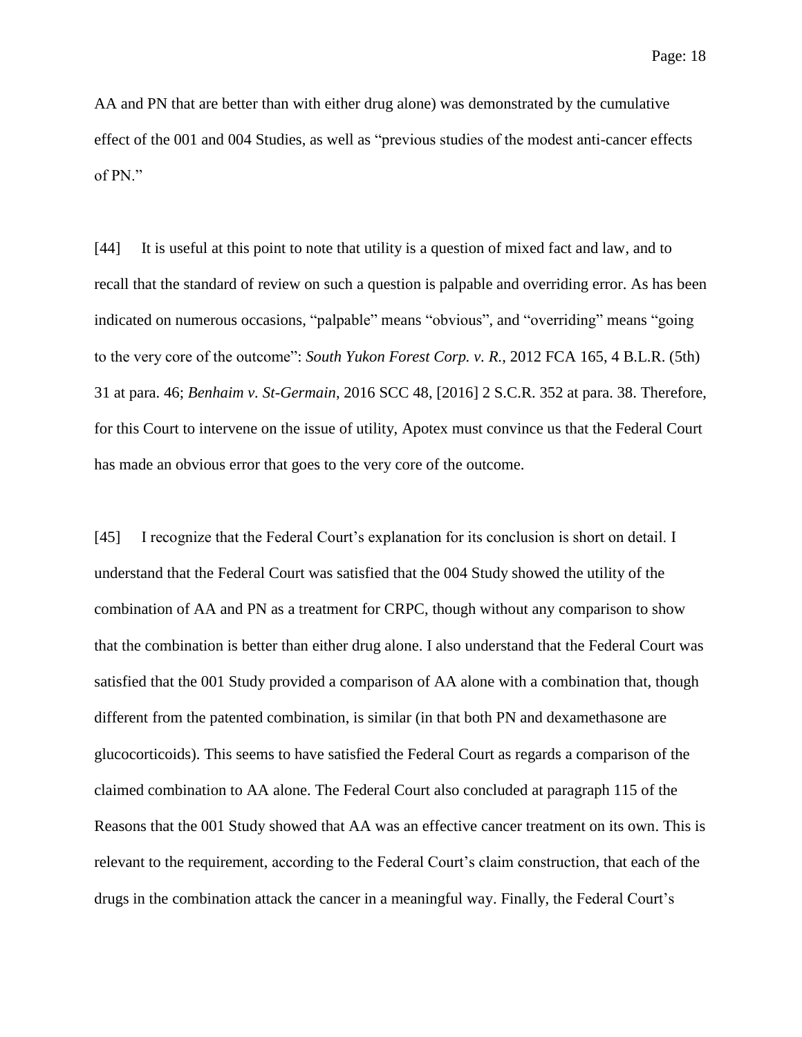AA and PN that are better than with either drug alone) was demonstrated by the cumulative effect of the 001 and 004 Studies, as well as "previous studies of the modest anti-cancer effects of PN."

[44] It is useful at this point to note that utility is a question of mixed fact and law, and to recall that the standard of review on such a question is palpable and overriding error. As has been indicated on numerous occasions, "palpable" means "obvious", and "overriding" means "going to the very core of the outcome": *South Yukon Forest Corp. v. R.*, 2012 FCA 165, 4 B.L.R. (5th) 31 at para. 46; *Benhaim v. St-Germain*, 2016 SCC 48, [2016] 2 S.C.R. 352 at para. 38. Therefore, for this Court to intervene on the issue of utility, Apotex must convince us that the Federal Court has made an obvious error that goes to the very core of the outcome.

[45] I recognize that the Federal Court's explanation for its conclusion is short on detail. I understand that the Federal Court was satisfied that the 004 Study showed the utility of the combination of AA and PN as a treatment for CRPC, though without any comparison to show that the combination is better than either drug alone. I also understand that the Federal Court was satisfied that the 001 Study provided a comparison of AA alone with a combination that, though different from the patented combination, is similar (in that both PN and dexamethasone are glucocorticoids). This seems to have satisfied the Federal Court as regards a comparison of the claimed combination to AA alone. The Federal Court also concluded at paragraph 115 of the Reasons that the 001 Study showed that AA was an effective cancer treatment on its own. This is relevant to the requirement, according to the Federal Court's claim construction, that each of the drugs in the combination attack the cancer in a meaningful way. Finally, the Federal Court's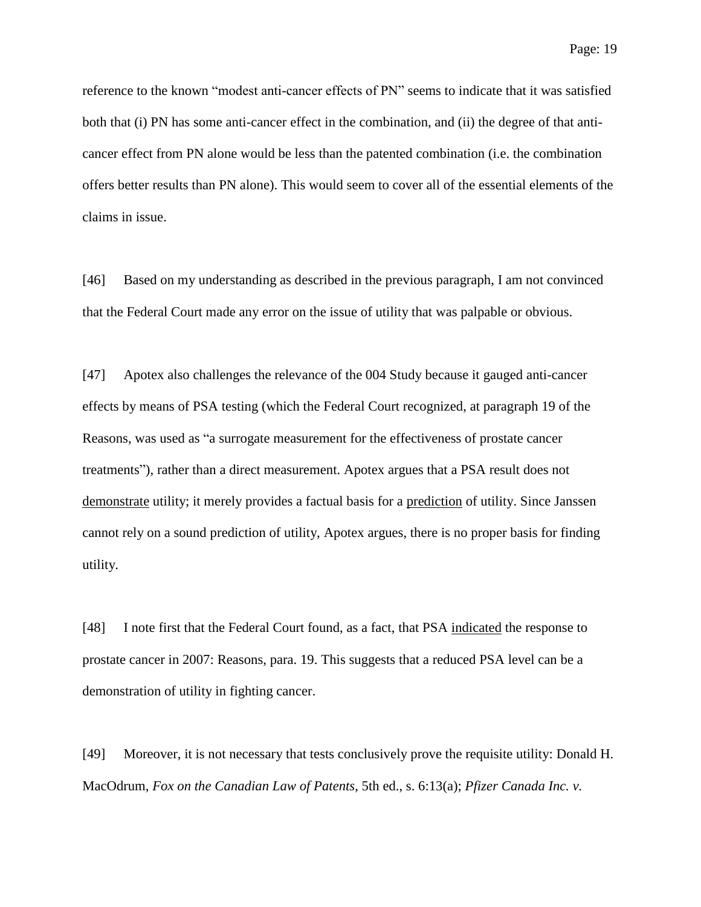reference to the known "modest anti-cancer effects of PN" seems to indicate that it was satisfied both that (i) PN has some anti-cancer effect in the combination, and (ii) the degree of that anti-cancer effect from PN alone would be less than the patented combination (i.e. the combination offers better results than PN alone). This would seem to cover all of the essential elements of the claims in issue.

[46] Based on my understanding as described in the previous paragraph, I am not convinced that the Federal Court made any error on the issue of utility that was palpable or obvious.

[47] Apotex also challenges the relevance of the 004 Study because it gauged anti-cancer effects by means of PSA testing (which the Federal Court recognized, at paragraph 19 of the Reasons, was used as "a surrogate measurement for the effectiveness of prostate cancer treatments"), rather than a direct measurement. Apotex argues that a PSA result does not <u>demonstrate</u> utility; it merely provides a factual basis for a <u>prediction</u> of utility. Since Janssen cannot rely on a sound prediction of utility, Apotex argues, there is no proper basis for finding utility.

[48] I note first that the Federal Court found, as a fact, that PSA <u>indicated</u> the response to prostate cancer in 2007: Reasons, para. 19. This suggests that a reduced PSA level can be a demonstration of utility in fighting cancer.

[49] Moreover, it is not necessary that tests conclusively prove the requisite utility: Donald H. MacOdrum, *Fox on the Canadian Law of Patents*, 5th ed., s. 6:13(a); *Pfizer Canada Inc. v.*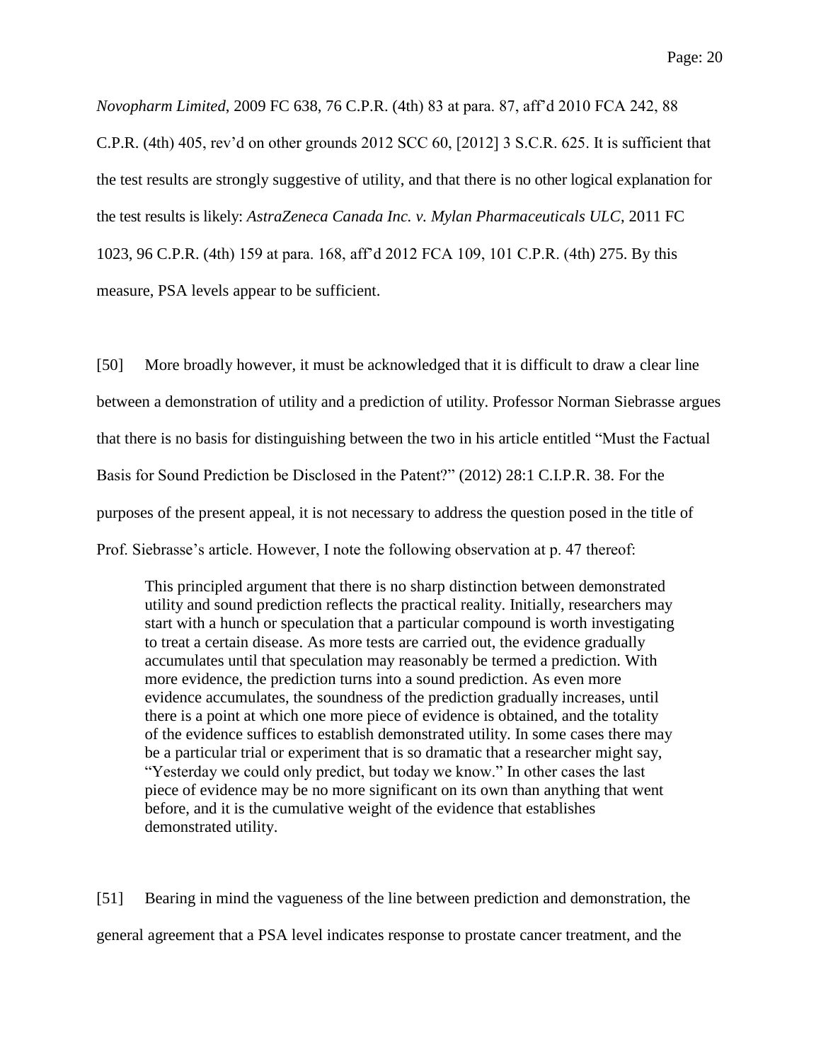*Novopharm Limited*, 2009 FC 638, 76 C.P.R. (4th) 83 at para. 87, aff'd 2010 FCA 242, 88 C.P.R. (4th) 405, rev'd on other grounds 2012 SCC 60, [2012] 3 S.C.R. 625. It is sufficient that the test results are strongly suggestive of utility, and that there is no other logical explanation for the test results is likely: *AstraZeneca Canada Inc. v. Mylan Pharmaceuticals ULC*, 2011 FC 1023, 96 C.P.R. (4th) 159 at para. 168, aff'd 2012 FCA 109, 101 C.P.R. (4th) 275. By this measure, PSA levels appear to be sufficient.

[50] More broadly however, it must be acknowledged that it is difficult to draw a clear line between a demonstration of utility and a prediction of utility. Professor Norman Siebrasse argues that there is no basis for distinguishing between the two in his article entitled "Must the Factual Basis for Sound Prediction be Disclosed in the Patent?" (2012) 28:1 C.I.P.R. 38. For the purposes of the present appeal, it is not necessary to address the question posed in the title of Prof. Siebrasse's article. However, I note the following observation at p. 47 thereof:

> This principled argument that there is no sharp distinction between demonstrated utility and sound prediction reflects the practical reality. Initially, researchers may start with a hunch or speculation that a particular compound is worth investigating to treat a certain disease. As more tests are carried out, the evidence gradually accumulates until that speculation may reasonably be termed a prediction. With more evidence, the prediction turns into a sound prediction. As even more evidence accumulates, the soundness of the prediction gradually increases, until there is a point at which one more piece of evidence is obtained, and the totality of the evidence suffices to establish demonstrated utility. In some cases there may be a particular trial or experiment that is so dramatic that a researcher might say, "Yesterday we could only predict, but today we know." In other cases the last piece of evidence may be no more significant on its own than anything that went before, and it is the cumulative weight of the evidence that establishes demonstrated utility.

[51] Bearing in mind the vagueness of the line between prediction and demonstration, the general agreement that a PSA level indicates response to prostate cancer treatment, and the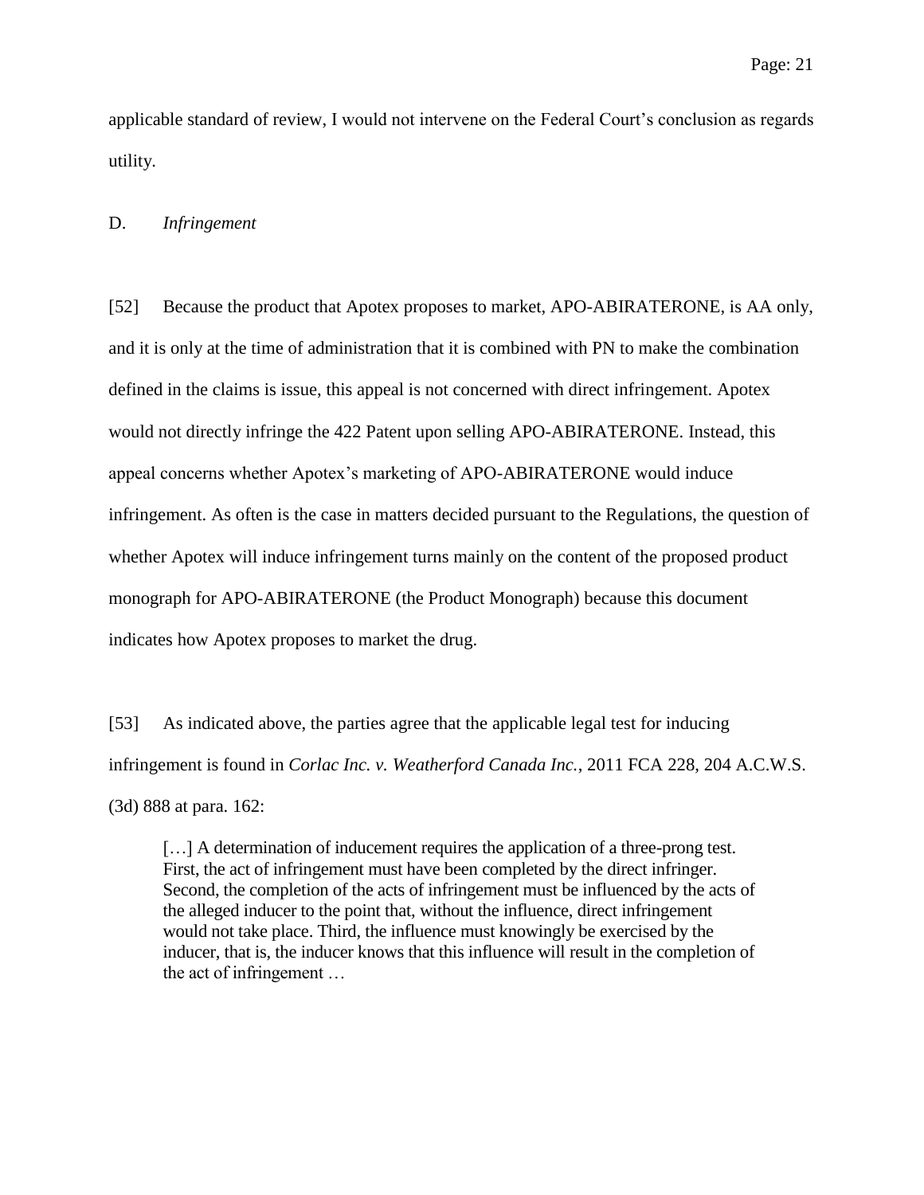applicable standard of review, I would not intervene on the Federal Court's conclusion as regards utility.

D. *Infringement*

[52] Because the product that Apotex proposes to market, APO-ABIRATERONE, is AA only, and it is only at the time of administration that it is combined with PN to make the combination defined in the claims is issue, this appeal is not concerned with direct infringement. Apotex would not directly infringe the 422 Patent upon selling APO-ABIRATERONE. Instead, this appeal concerns whether Apotex's marketing of APO-ABIRATERONE would induce infringement. As often is the case in matters decided pursuant to the Regulations, the question of whether Apotex will induce infringement turns mainly on the content of the proposed product monograph for APO-ABIRATERONE (the Product Monograph) because this document indicates how Apotex proposes to market the drug.

[53] As indicated above, the parties agree that the applicable legal test for inducing infringement is found in *Corlac Inc. v. Weatherford Canada Inc.*, 2011 FCA 228, 204 A.C.W.S. (3d) 888 at para. 162:

> […] A determination of inducement requires the application of a three-prong test. First, the act of infringement must have been completed by the direct infringer. Second, the completion of the acts of infringement must be influenced by the acts of the alleged inducer to the point that, without the influence, direct infringement would not take place. Third, the influence must knowingly be exercised by the inducer, that is, the inducer knows that this influence will result in the completion of the act of infringement …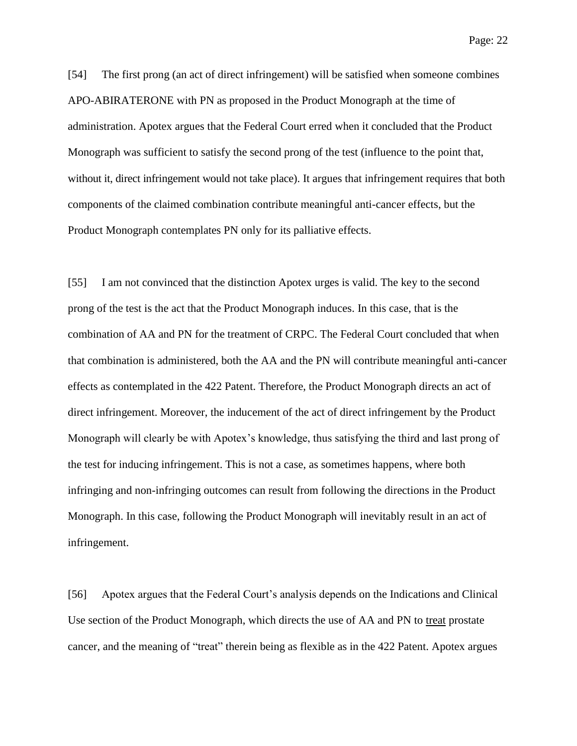[54] The first prong (an act of direct infringement) will be satisfied when someone combines APO-ABIRATERONE with PN as proposed in the Product Monograph at the time of administration. Apotex argues that the Federal Court erred when it concluded that the Product Monograph was sufficient to satisfy the second prong of the test (influence to the point that, without it, direct infringement would not take place). It argues that infringement requires that both components of the claimed combination contribute meaningful anti-cancer effects, but the Product Monograph contemplates PN only for its palliative effects.

[55] I am not convinced that the distinction Apotex urges is valid. The key to the second prong of the test is the act that the Product Monograph induces. In this case, that is the combination of AA and PN for the treatment of CRPC. The Federal Court concluded that when that combination is administered, both the AA and the PN will contribute meaningful anti-cancer effects as contemplated in the 422 Patent. Therefore, the Product Monograph directs an act of direct infringement. Moreover, the inducement of the act of direct infringement by the Product Monograph will clearly be with Apotex's knowledge, thus satisfying the third and last prong of the test for inducing infringement. This is not a case, as sometimes happens, where both infringing and non-infringing outcomes can result from following the directions in the Product Monograph. In this case, following the Product Monograph will inevitably result in an act of infringement.

[56] Apotex argues that the Federal Court's analysis depends on the Indications and Clinical Use section of the Product Monograph, which directs the use of AA and PN to treat prostate cancer, and the meaning of "treat" therein being as flexible as in the 422 Patent. Apotex argues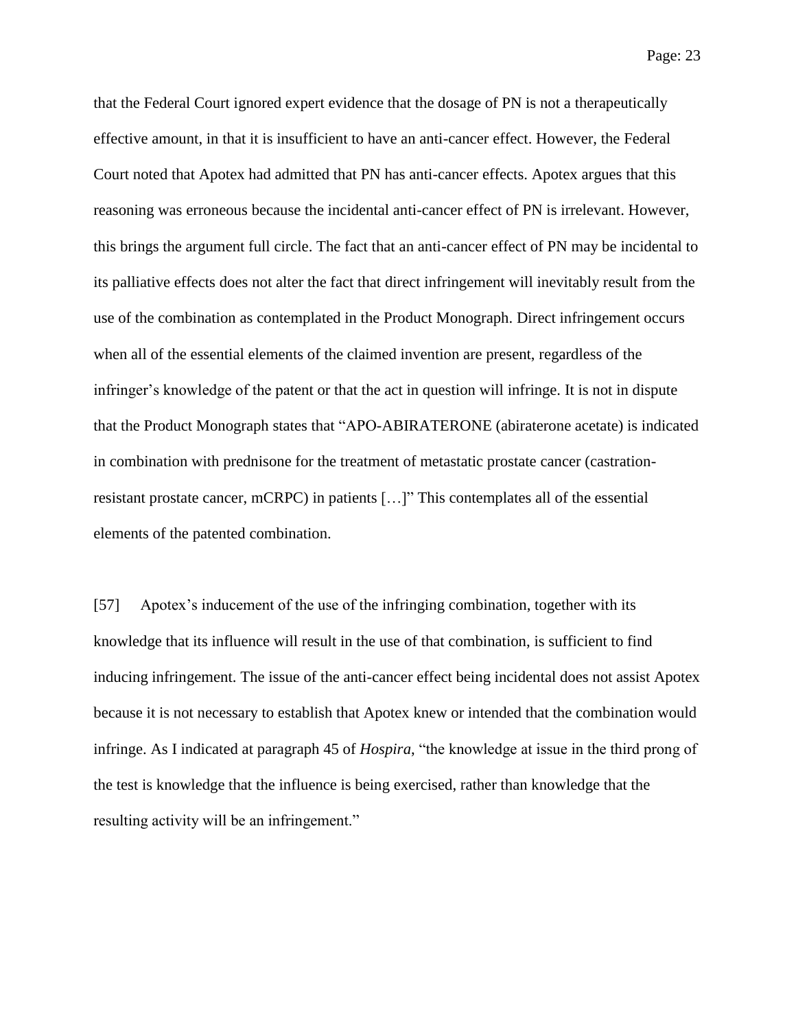that the Federal Court ignored expert evidence that the dosage of PN is not a therapeutically effective amount, in that it is insufficient to have an anti-cancer effect. However, the Federal Court noted that Apotex had admitted that PN has anti-cancer effects. Apotex argues that this reasoning was erroneous because the incidental anti-cancer effect of PN is irrelevant. However, this brings the argument full circle. The fact that an anti-cancer effect of PN may be incidental to its palliative effects does not alter the fact that direct infringement will inevitably result from the use of the combination as contemplated in the Product Monograph. Direct infringement occurs when all of the essential elements of the claimed invention are present, regardless of the infringer's knowledge of the patent or that the act in question will infringe. It is not in dispute that the Product Monograph states that "APO-ABIRATERONE (abiraterone acetate) is indicated in combination with prednisone for the treatment of metastatic prostate cancer (castration-resistant prostate cancer, mCRPC) in patients […]" This contemplates all of the essential elements of the patented combination.

[57] Apotex's inducement of the use of the infringing combination, together with its knowledge that its influence will result in the use of that combination, is sufficient to find inducing infringement. The issue of the anti-cancer effect being incidental does not assist Apotex because it is not necessary to establish that Apotex knew or intended that the combination would infringe. As I indicated at paragraph 45 of *Hospira*, "the knowledge at issue in the third prong of the test is knowledge that the influence is being exercised, rather than knowledge that the resulting activity will be an infringement."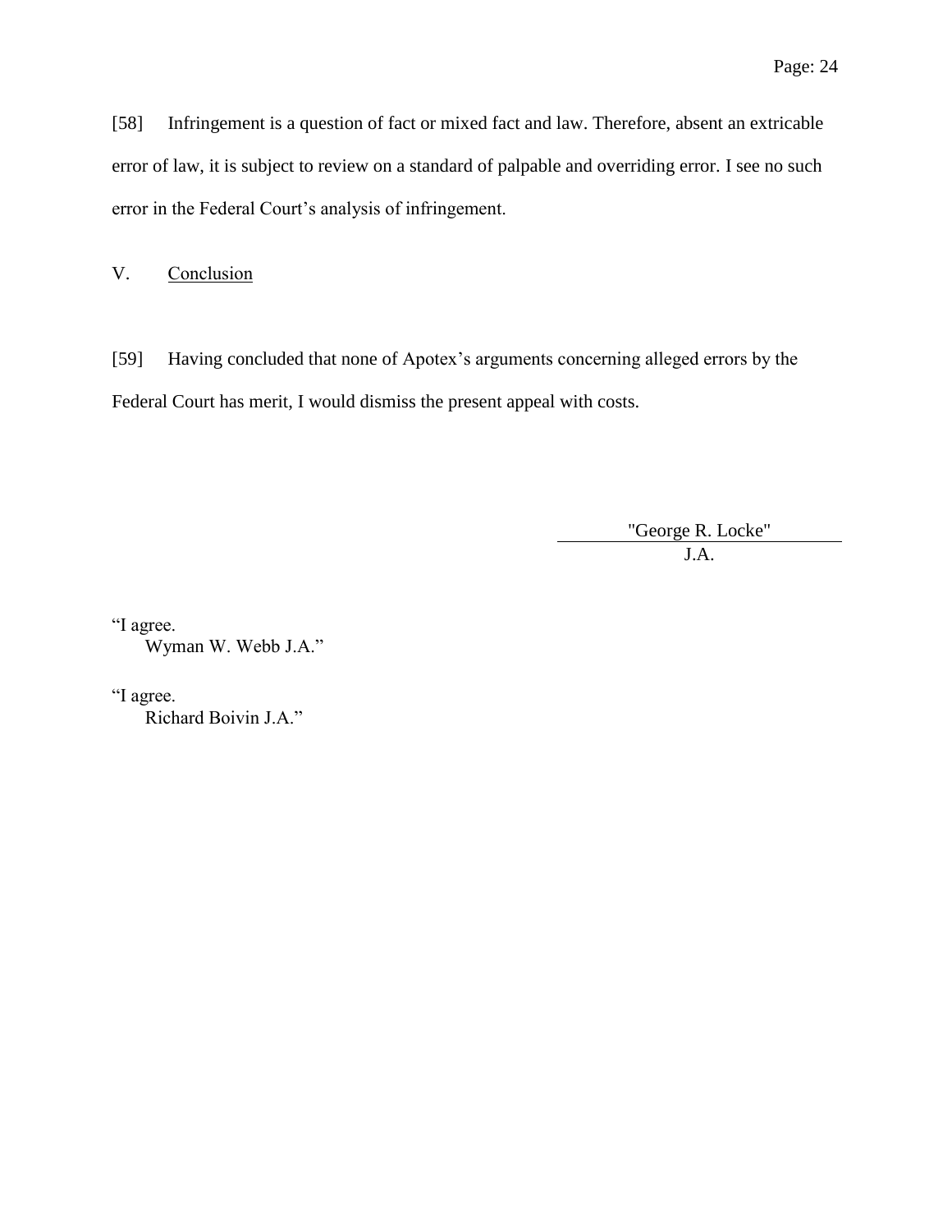[58] Infringement is a question of fact or mixed fact and law. Therefore, absent an extricable error of law, it is subject to review on a standard of palpable and overriding error. I see no such error in the Federal Court's analysis of infringement.

## V. Conclusion

[59] Having concluded that none of Apotex's arguments concerning alleged errors by the Federal Court has merit, I would dismiss the present appeal with costs.

"George R. Locke"
J.A.

"I agree.
Wyman W. Webb J.A."

"I agree.
Richard Boivin J.A."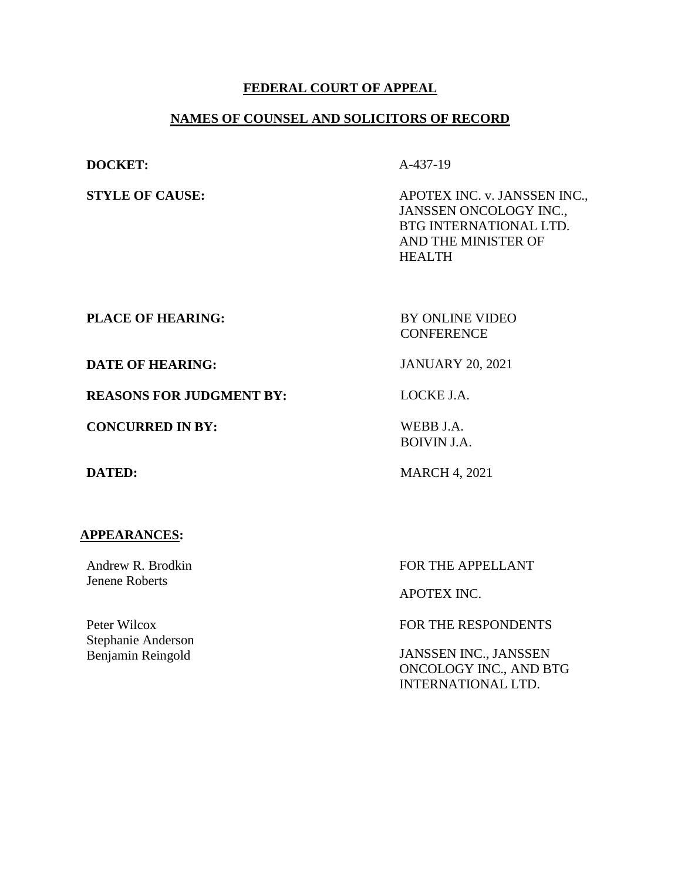**FEDERAL COURT OF APPEAL**

**NAMES OF COUNSEL AND SOLICITORS OF RECORD**

| | |
|---|---|
| **DOCKET:** | A-437-19 |
| **STYLE OF CAUSE:** | APOTEX INC. v. JANSSEN INC., JANSSEN ONCOLOGY INC., BTG INTERNATIONAL LTD. AND THE MINISTER OF HEALTH |
| **PLACE OF HEARING:** | BY ONLINE VIDEO CONFERENCE |
| **DATE OF HEARING:** | JANUARY 20, 2021 |
| **REASONS FOR JUDGMENT BY:** | LOCKE J.A. |
| **CONCURRED IN BY:** | WEBB J.A.<br>BOIVIN J.A. |
| **DATED:** | MARCH 4, 2021 |

**APPEARANCES:**

| | |
|---|---|
| Andrew R. Brodkin<br>Jenene Roberts | FOR THE APPELLANT<br><br>APOTEX INC. |
| Peter Wilcox<br>Stephanie Anderson<br>Benjamin Reingold | FOR THE RESPONDENTS<br><br>JANSSEN INC., JANSSEN ONCOLOGY INC., AND BTG INTERNATIONAL LTD. |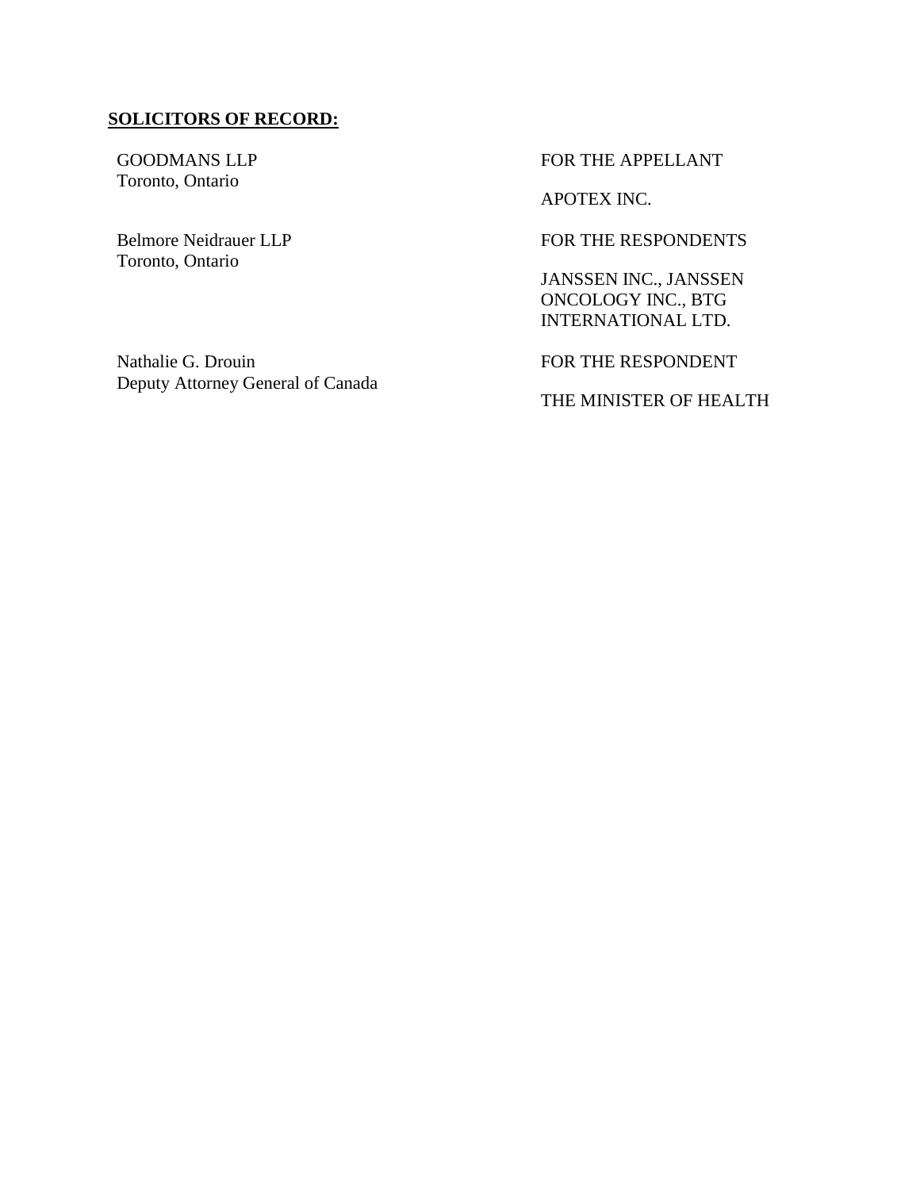**SOLICITORS OF RECORD:**

| | |
|---|---|
| GOODMANS LLP<br>Toronto, Ontario | FOR THE APPELLANT<br><br>APOTEX INC. |
| Belmore Neidrauer LLP<br>Toronto, Ontario | FOR THE RESPONDENTS<br><br>JANSSEN INC., JANSSEN ONCOLOGY INC., BTG INTERNATIONAL LTD. |
| Nathalie G. Drouin<br>Deputy Attorney General of Canada | FOR THE RESPONDENT<br><br>THE MINISTER OF HEALTH |